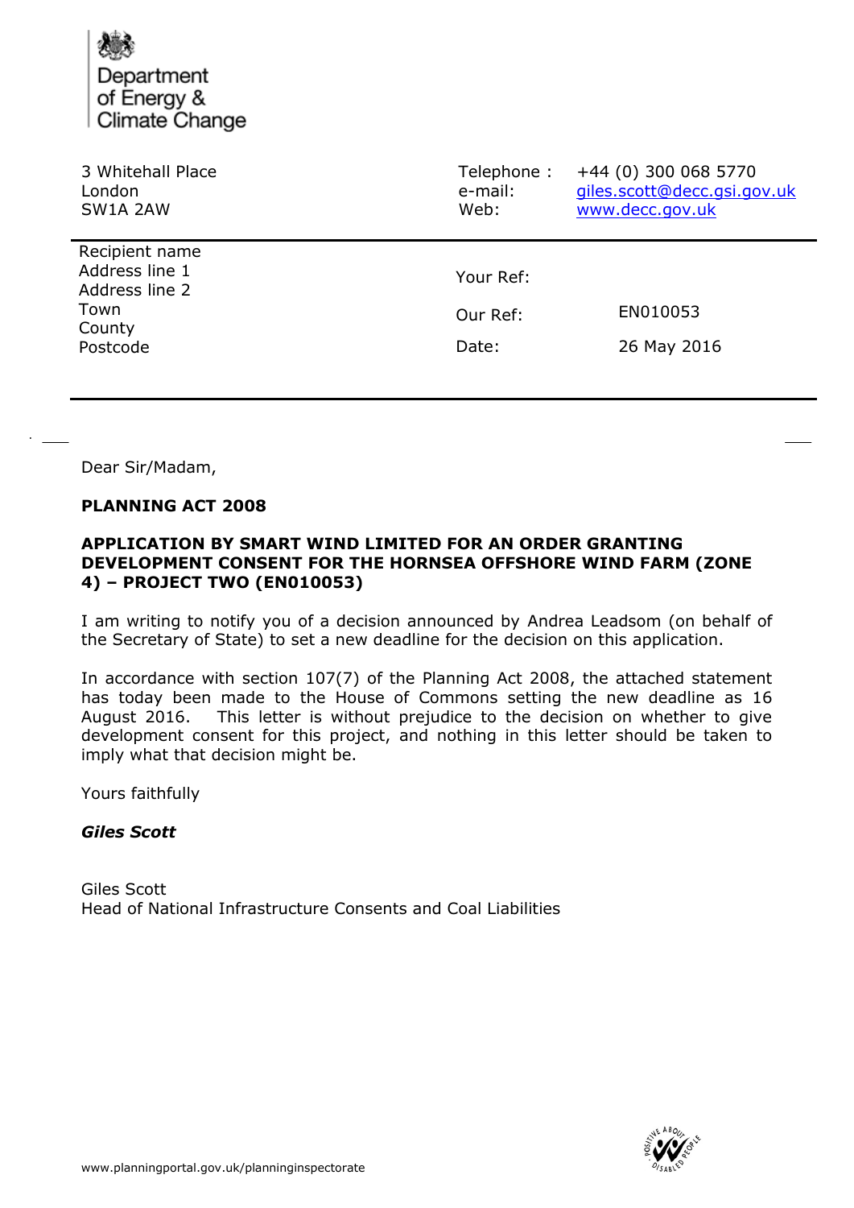Department of Energy & Climate Change

3 Whitehall Place
London
SW1A 2AW

Telephone : +44 (0) 300 068 5770
e-mail: giles.scott@decc.gsi.gov.uk
Web: www.decc.gov.uk

Recipient name
Address line 1
Address line 2
Town
County
Postcode

Your Ref:

Our Ref: EN010053

Date: 26 May 2016

Dear Sir/Madam,

**PLANNING ACT 2008**

**APPLICATION BY SMART WIND LIMITED FOR AN ORDER GRANTING DEVELOPMENT CONSENT FOR THE HORNSEA OFFSHORE WIND FARM (ZONE 4) – PROJECT TWO (EN010053)**

I am writing to notify you of a decision announced by Andrea Leadsom (on behalf of the Secretary of State) to set a new deadline for the decision on this application.

In accordance with section 107(7) of the Planning Act 2008, the attached statement has today been made to the House of Commons setting the new deadline as 16 August 2016. This letter is without prejudice to the decision on whether to give development consent for this project, and nothing in this letter should be taken to imply what that decision might be.

Yours faithfully

***Giles Scott***

Giles Scott
Head of National Infrastructure Consents and Coal Liabilities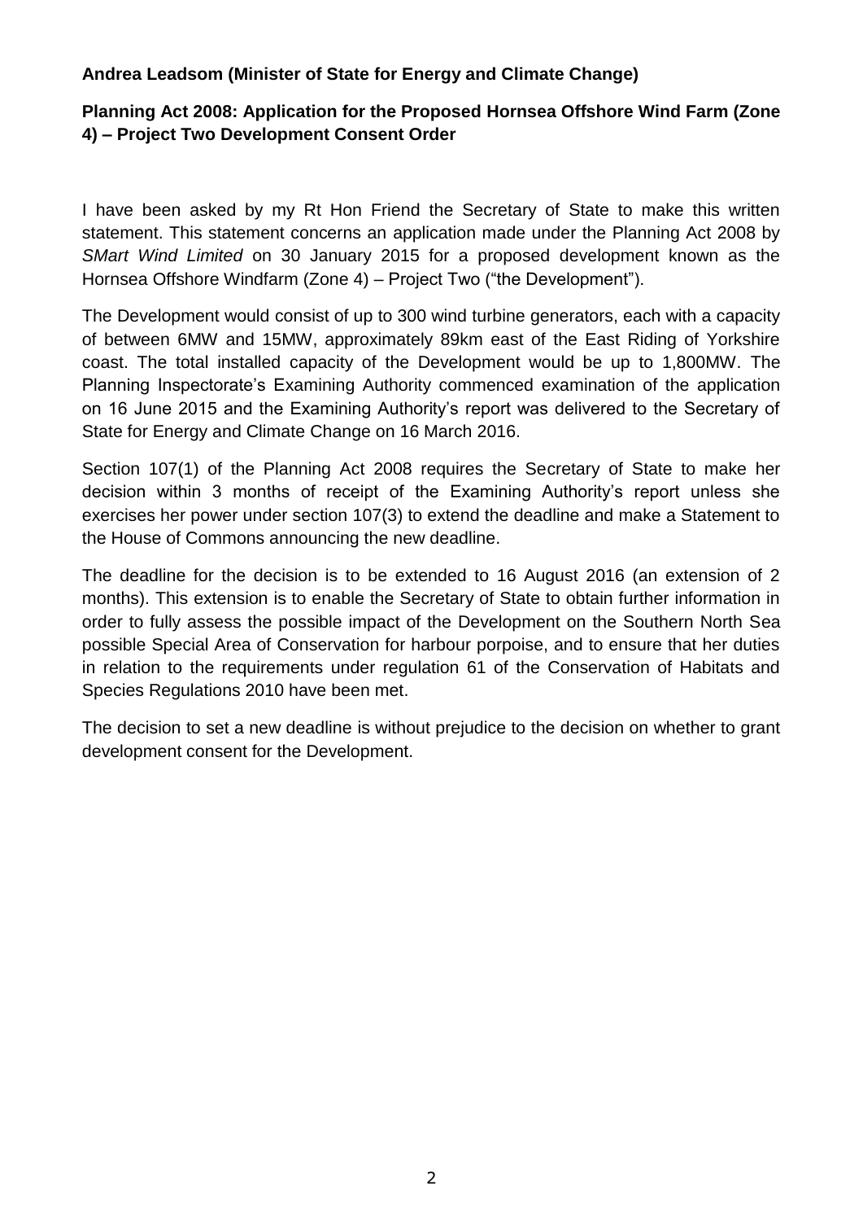**Andrea Leadsom (Minister of State for Energy and Climate Change)**

**Planning Act 2008: Application for the Proposed Hornsea Offshore Wind Farm (Zone 4) – Project Two Development Consent Order**

I have been asked by my Rt Hon Friend the Secretary of State to make this written statement. This statement concerns an application made under the Planning Act 2008 by *SMart Wind Limited* on 30 January 2015 for a proposed development known as the Hornsea Offshore Windfarm (Zone 4) – Project Two ("the Development").

The Development would consist of up to 300 wind turbine generators, each with a capacity of between 6MW and 15MW, approximately 89km east of the East Riding of Yorkshire coast. The total installed capacity of the Development would be up to 1,800MW. The Planning Inspectorate's Examining Authority commenced examination of the application on 16 June 2015 and the Examining Authority's report was delivered to the Secretary of State for Energy and Climate Change on 16 March 2016.

Section 107(1) of the Planning Act 2008 requires the Secretary of State to make her decision within 3 months of receipt of the Examining Authority's report unless she exercises her power under section 107(3) to extend the deadline and make a Statement to the House of Commons announcing the new deadline.

The deadline for the decision is to be extended to 16 August 2016 (an extension of 2 months). This extension is to enable the Secretary of State to obtain further information in order to fully assess the possible impact of the Development on the Southern North Sea possible Special Area of Conservation for harbour porpoise, and to ensure that her duties in relation to the requirements under regulation 61 of the Conservation of Habitats and Species Regulations 2010 have been met.

The decision to set a new deadline is without prejudice to the decision on whether to grant development consent for the Development.